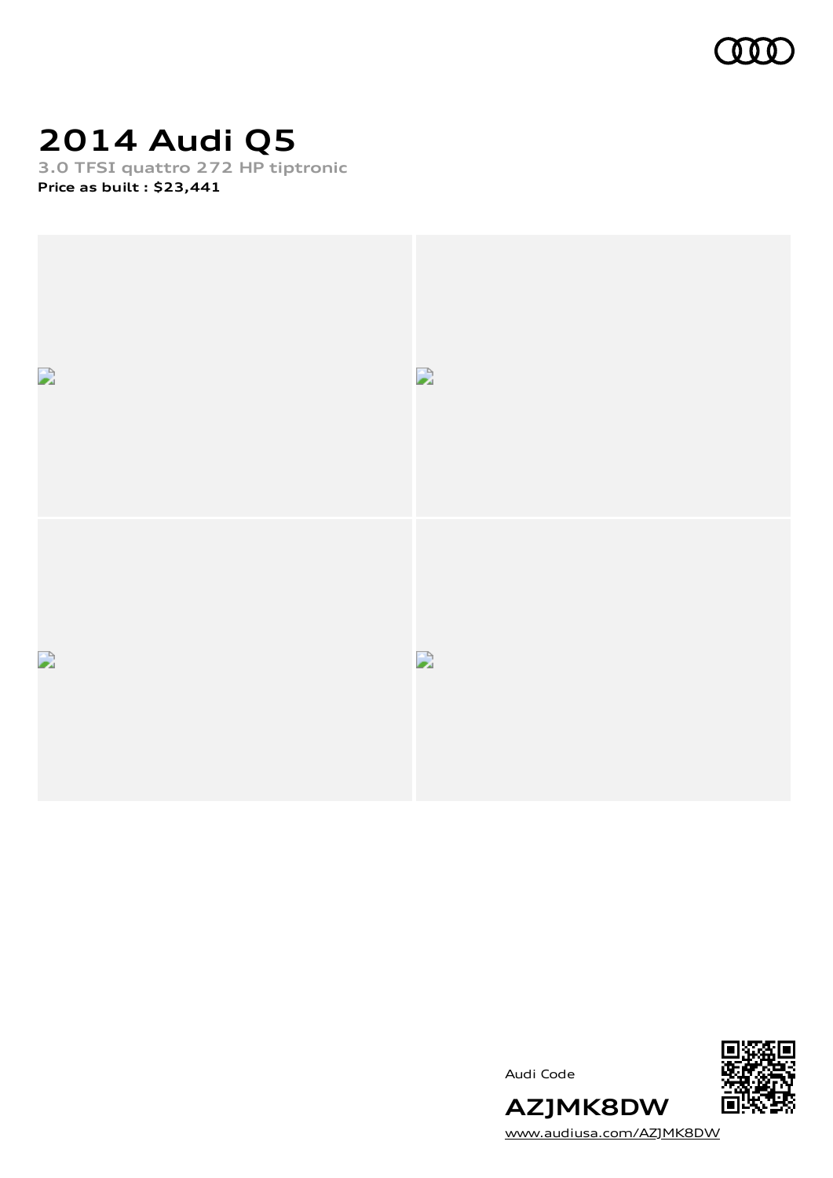# 2014 Audi Q5

3.0 TFSI quattro 272 HP tiptronic

**Price as built : $23,441**

Audi Code

**AZJMK8DW**

www.audiusa.com/AZJMK8DW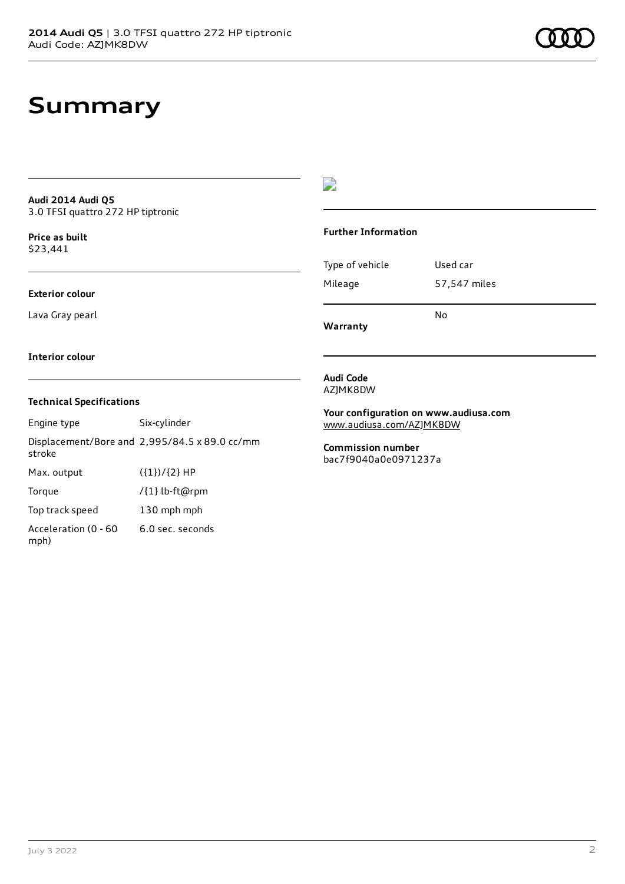# Summary

**Audi 2014 Audi Q5**
3.0 TFSI quattro 272 HP tiptronic

**Price as built**
$23,441

**Exterior colour**

Lava Gray pearl

**Interior colour**

### Technical Specifications

| | |
|---|---|
| Engine type | Six-cylinder |
| Displacement/Bore and stroke | 2,995/84.5 x 89.0 cc/mm |
| Max. output | ({1})/{2} HP |
| Torque | /{1} lb-ft@rpm |
| Top track speed | 130 mph mph |
| Acceleration (0 - 60 mph) | 6.0 sec. seconds |

### Further Information

| | |
|---|---|
| Type of vehicle | Used car |
| Mileage | 57,547 miles |

**Warranty** No

**Audi Code**
AZJMK8DW

**Your configuration on www.audiusa.com**
www.audiusa.com/AZJMK8DW

**Commission number**
bac7f9040a0e0971237a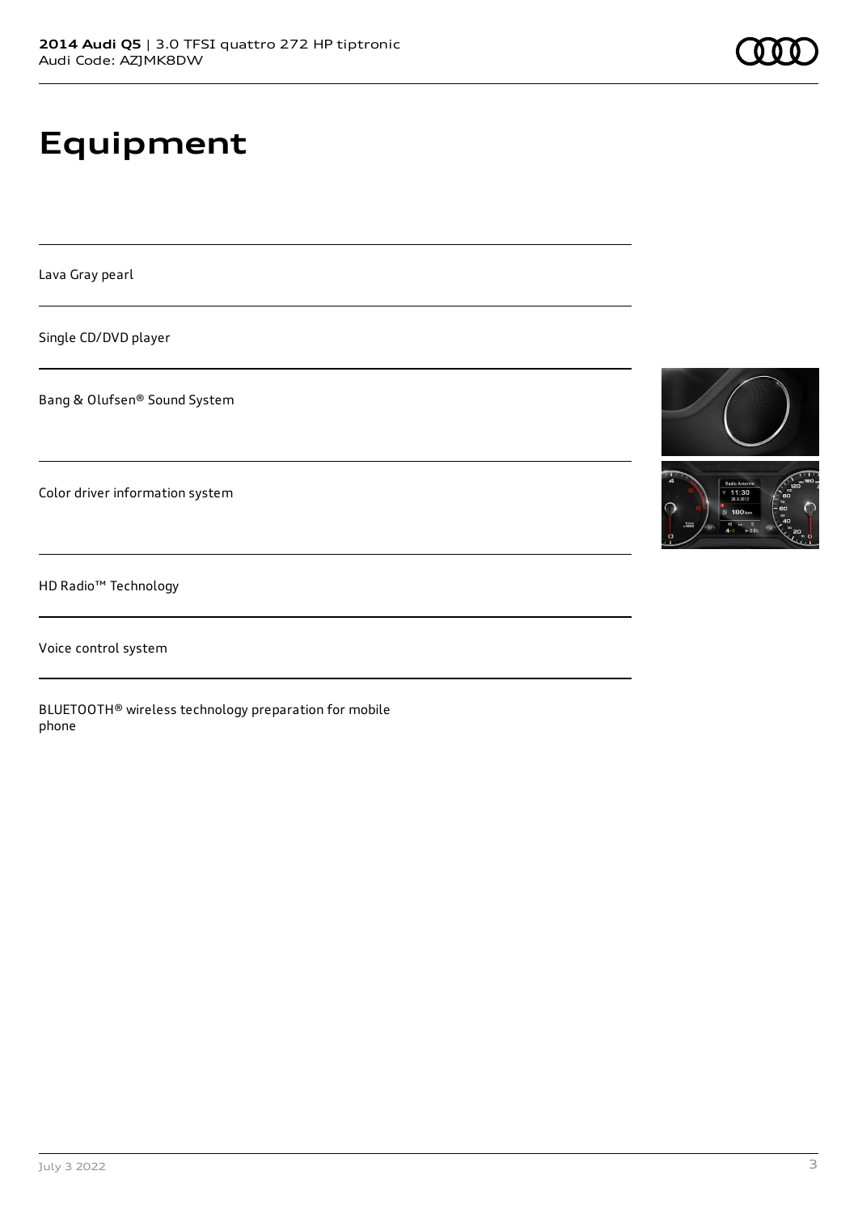# Equipment

Lava Gray pearl

Single CD/DVD player

Bang & Olufsen® Sound System

Color driver information system

HD Radio™ Technology

Voice control system

BLUETOOTH® wireless technology preparation for mobile phone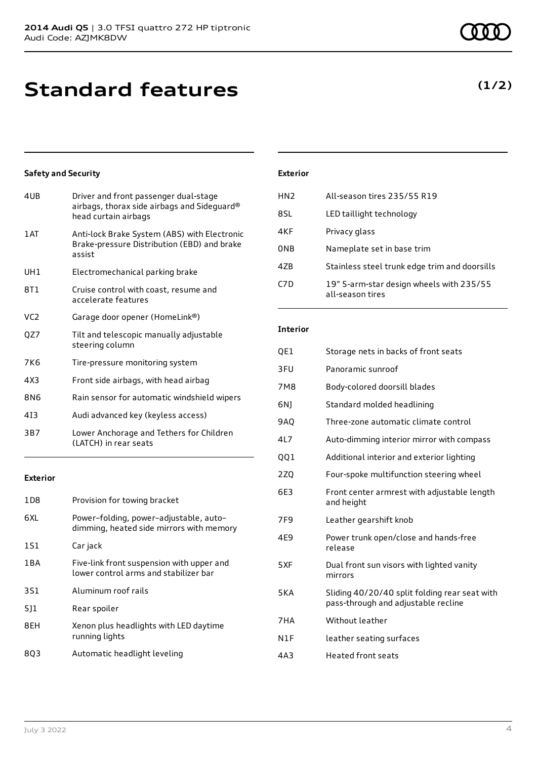**2014 Audi Q5** | 3.0 TFSI quattro 272 HP tiptronic
Audi Code: AZJMK8DW

# Standard features

**(1/2)**

### Safety and Security

| | |
|---|---|
| 4UB | Driver and front passenger dual-stage airbags, thorax side airbags and Sideguard® head curtain airbags |
| 1AT | Anti-lock Brake System (ABS) with Electronic Brake-pressure Distribution (EBD) and brake assist |
| UH1 | Electromechanical parking brake |
| 8T1 | Cruise control with coast, resume and accelerate features |
| VC2 | Garage door opener (HomeLink®) |
| QZ7 | Tilt and telescopic manually adjustable steering column |
| 7K6 | Tire-pressure monitoring system |
| 4X3 | Front side airbags, with head airbag |
| 8N6 | Rain sensor for automatic windshield wipers |
| 4I3 | Audi advanced key (keyless access) |
| 3B7 | Lower Anchorage and Tethers for Children (LATCH) in rear seats |

### Exterior

| | |
|---|---|
| 1D8 | Provision for towing bracket |
| 6XL | Power–folding, power–adjustable, auto–dimming, heated side mirrors with memory |
| 1S1 | Car jack |
| 1BA | Five-link front suspension with upper and lower control arms and stabilizer bar |
| 3S1 | Aluminum roof rails |
| 5J1 | Rear spoiler |
| 8EH | Xenon plus headlights with LED daytime running lights |
| 8Q3 | Automatic headlight leveling |

### Exterior

| | |
|---|---|
| HN2 | All-season tires 235/55 R19 |
| 8SL | LED taillight technology |
| 4KF | Privacy glass |
| 0NB | Nameplate set in base trim |
| 4ZB | Stainless steel trunk edge trim and doorsills |
| C7D | 19" 5-arm-star design wheels with 235/55 all-season tires |

### Interior

| | |
|---|---|
| QE1 | Storage nets in backs of front seats |
| 3FU | Panoramic sunroof |
| 7M8 | Body-colored doorsill blades |
| 6NJ | Standard molded headlining |
| 9AQ | Three-zone automatic climate control |
| 4L7 | Auto-dimming interior mirror with compass |
| QQ1 | Additional interior and exterior lighting |
| 2ZQ | Four-spoke multifunction steering wheel |
| 6E3 | Front center armrest with adjustable length and height |
| 7F9 | Leather gearshift knob |
| 4E9 | Power trunk open/close and hands-free release |
| 5XF | Dual front sun visors with lighted vanity mirrors |
| 5KA | Sliding 40/20/40 split folding rear seat with pass-through and adjustable recline |
| 7HA | Without leather |
| N1F | leather seating surfaces |
| 4A3 | Heated front seats |

July 3 2022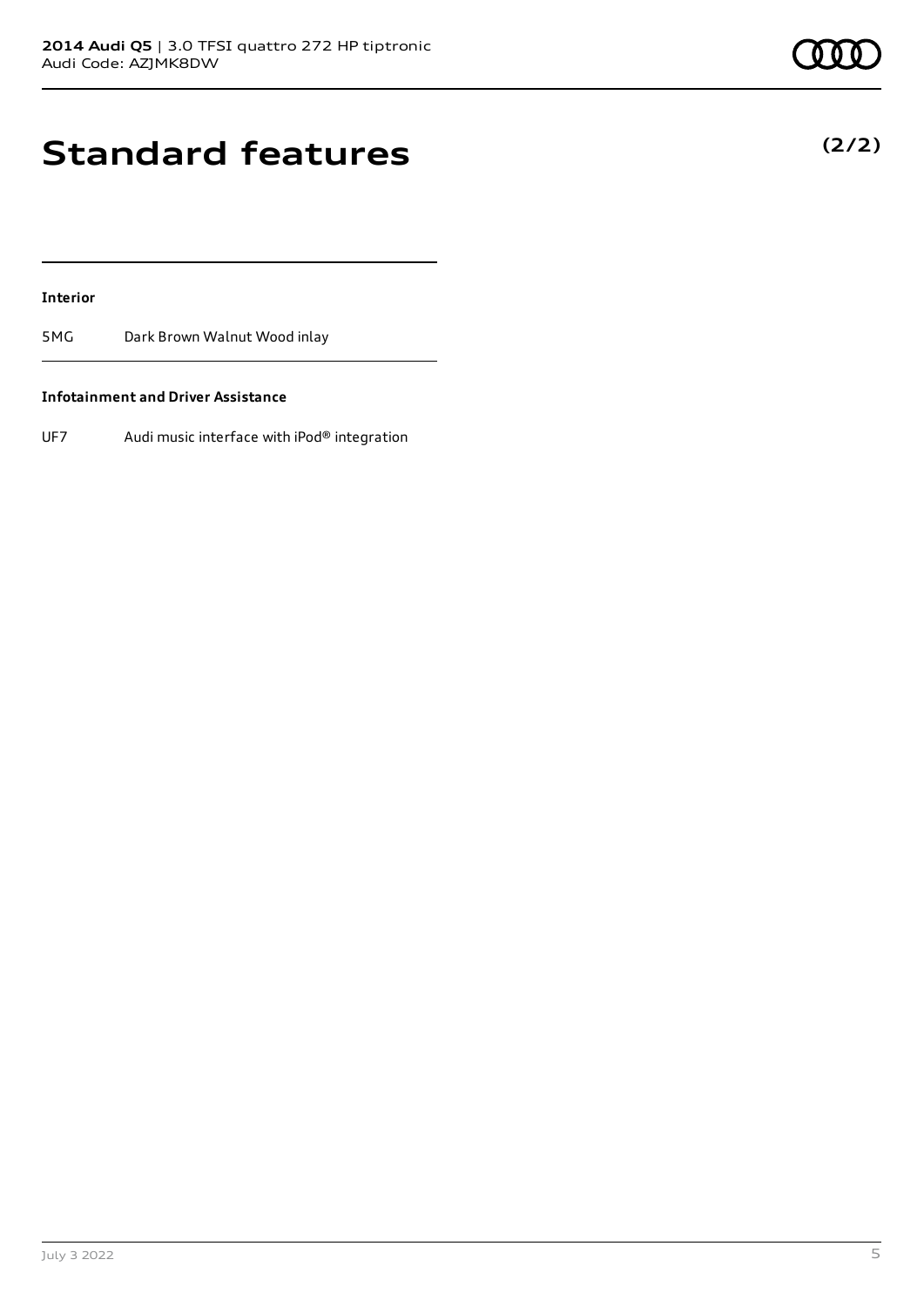# Standard features

**(2/2)**

**Interior**

| | |
|---|---|
| 5MG | Dark Brown Walnut Wood inlay |

**Infotainment and Driver Assistance**

| | |
|---|---|
| UF7 | Audi music interface with iPod® integration |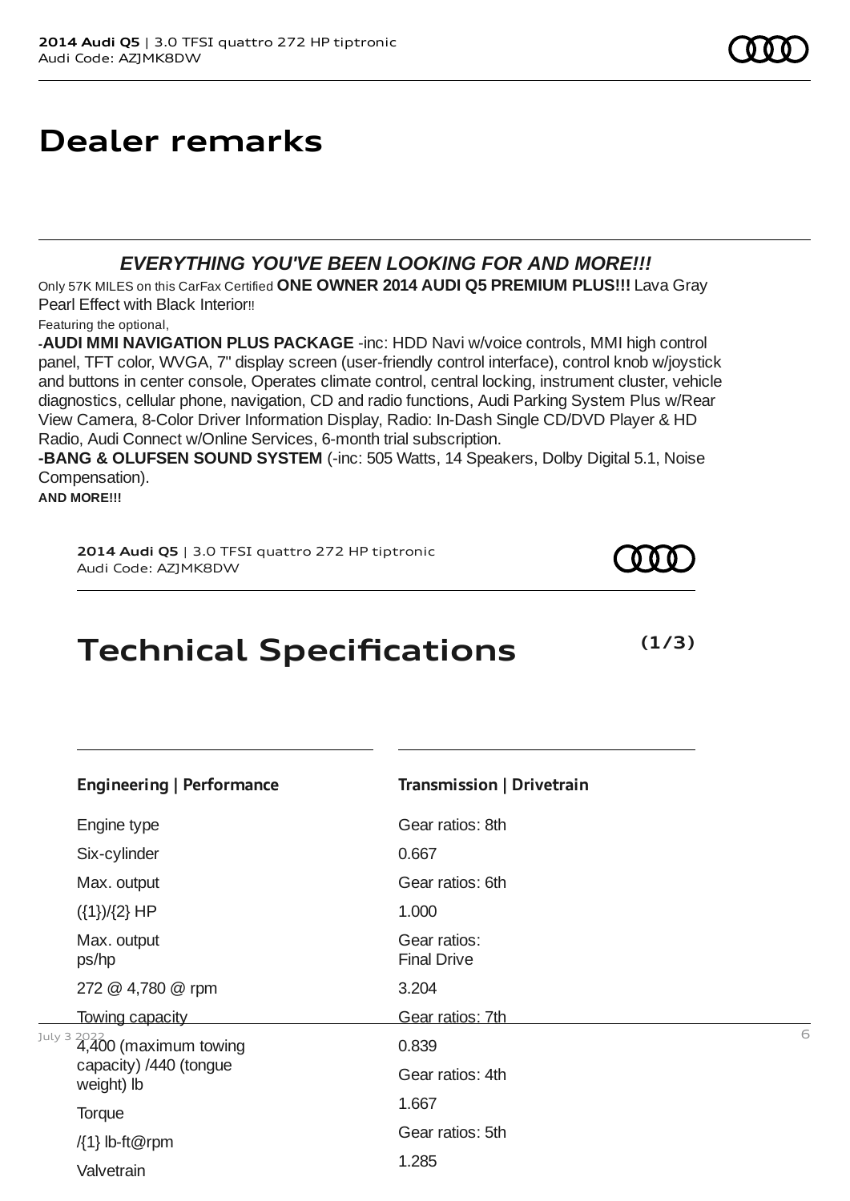# Dealer remarks

***EVERYTHING YOU'VE BEEN LOOKING FOR AND MORE!!!***

Only 57K MILES on this CarFax Certified **ONE OWNER 2014 AUDI Q5 PREMIUM PLUS!!!** Lava Gray Pearl Effect with Black Interior!!

Featuring the optional,

-**AUDI MMI NAVIGATION PLUS PACKAGE** -inc: HDD Navi w/voice controls, MMI high control panel, TFT color, WVGA, 7" display screen (user-friendly control interface), control knob w/joystick and buttons in center console, Operates climate control, central locking, instrument cluster, vehicle diagnostics, cellular phone, navigation, CD and radio functions, Audi Parking System Plus w/Rear View Camera, 8-Color Driver Information Display, Radio: In-Dash Single CD/DVD Player & HD Radio, Audi Connect w/Online Services, 6-month trial subscription.

**-BANG & OLUFSEN SOUND SYSTEM** (-inc: 505 Watts, 14 Speakers, Dolby Digital 5.1, Noise Compensation).

**AND MORE!!!**

# Technical Specifications

**(1/3)**

### Engineering | Performance

Engine type
Six-cylinder

Max. output
({1})/{2} HP

Max. output ps/hp
272 @ 4,780 @ rpm

Towing capacity
4,400 (maximum towing capacity) /440 (tongue weight) lb

Torque
/{1} lb-ft@rpm

Valvetrain

### Transmission | Drivetrain

Gear ratios: 8th
0.667

Gear ratios: 6th
1.000

Gear ratios: Final Drive
3.204

Gear ratios: 7th
0.839

Gear ratios: 4th
1.667

Gear ratios: 5th
1.285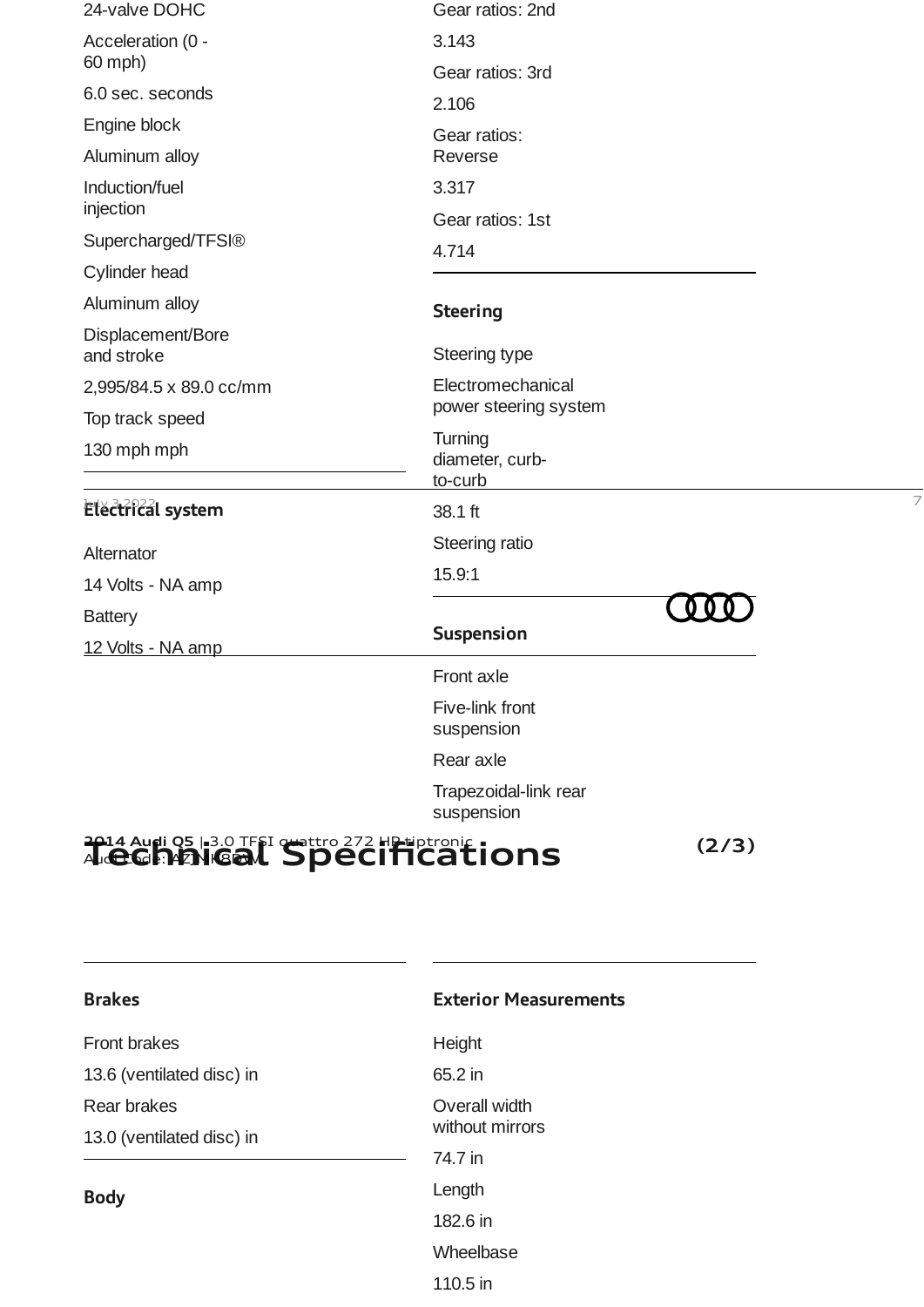24-valve DOHC

Acceleration (0 - 60 mph)

6.0 sec. seconds

Engine block

Aluminum alloy

Induction/fuel injection

Supercharged/TFSI®

Cylinder head

Aluminum alloy

Displacement/Bore and stroke

2,995/84.5 x 89.0 cc/mm

Top track speed

130 mph mph

### Electrical system

Alternator

14 Volts - NA amp

Battery

12 Volts - NA amp

Gear ratios: 2nd

3.143

Gear ratios: 3rd

2.106

Gear ratios: Reverse

3.317

Gear ratios: 1st

4.714

### Steering

Steering type

Electromechanical power steering system

Turning diameter, curb-to-curb

38.1 ft

Steering ratio

15.9:1

### Suspension

Front axle

Five-link front suspension

Rear axle

Trapezoidal-link rear suspension

# Technical Specifications (2/3)

**2014 Audi Q5** | 3.0 TFSI quattro 272 HP tiptronic
Audi Code: AZNK8QM

### Brakes

Front brakes

13.6 (ventilated disc) in

Rear brakes

13.0 (ventilated disc) in

### Body

### Exterior Measurements

Height

65.2 in

Overall width without mirrors

74.7 in

Length

182.6 in

Wheelbase

110.5 in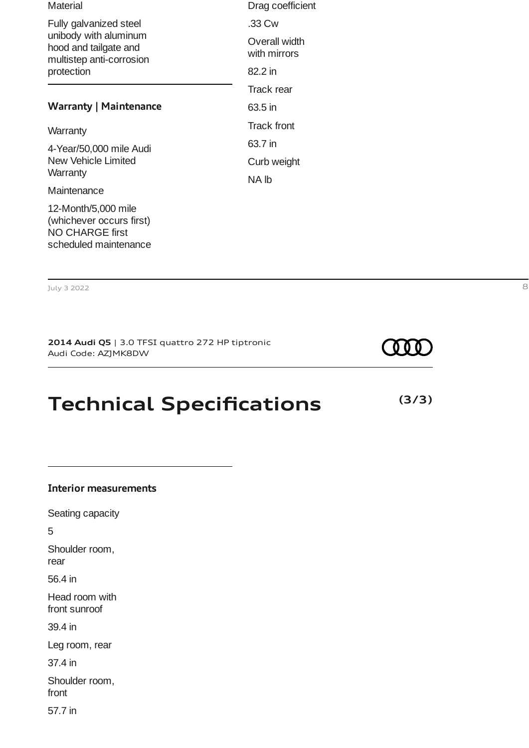Material

Fully galvanized steel unibody with aluminum hood and tailgate and multistep anti-corrosion protection

Drag coefficient

.33 Cw

Overall width with mirrors

82.2 in

Track rear

63.5 in

Track front

63.7 in

Curb weight

NA lb

### Warranty | Maintenance

Warranty

4-Year/50,000 mile Audi New Vehicle Limited Warranty

Maintenance

12-Month/5,000 mile (whichever occurs first) NO CHARGE first scheduled maintenance

July 3 2022

**2014 Audi Q5** | 3.0 TFSI quattro 272 HP tiptronic
Audi Code: AZJMK8DW

# Technical Specifications

**(3/3)**

### Interior measurements

Seating capacity

5

Shoulder room, rear

56.4 in

Head room with front sunroof

39.4 in

Leg room, rear

37.4 in

Shoulder room, front

57.7 in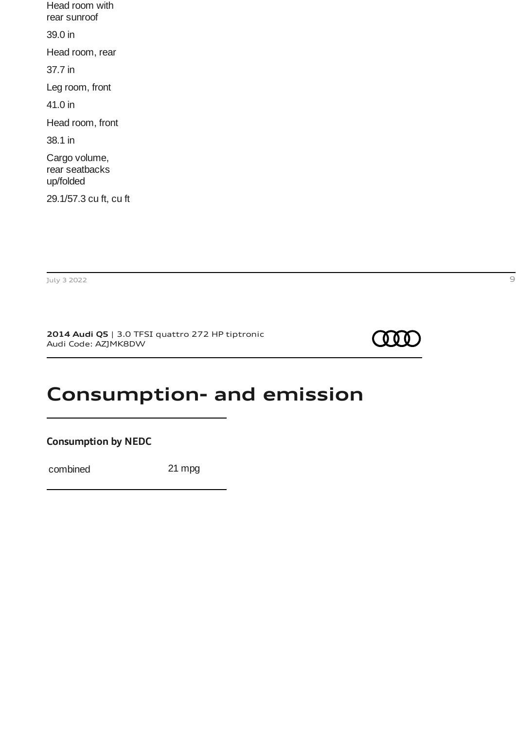Head room with rear sunroof

39.0 in

Head room, rear

37.7 in

Leg room, front

41.0 in

Head room, front

38.1 in

Cargo volume, rear seatbacks up/folded

29.1/57.3 cu ft, cu ft

**2014 Audi Q5** | 3.0 TFSI quattro 272 HP tiptronic
Audi Code: AZJMK8DW

# Consumption- and emission

**Consumption by NEDC**

| combined | 21 mpg |
|---|---|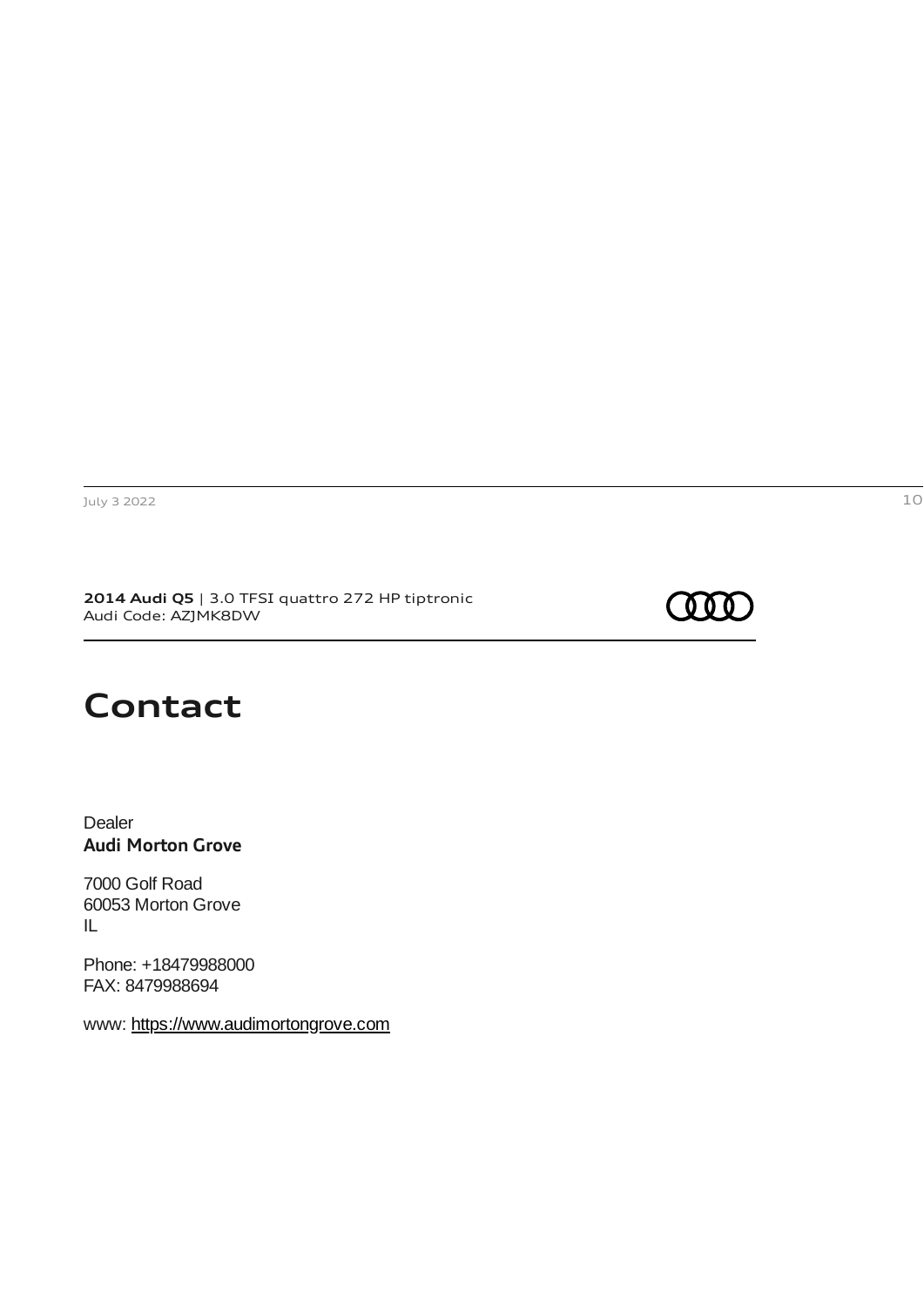**2014 Audi Q5** | 3.0 TFSI quattro 272 HP tiptronic
Audi Code: AZJMK8DW

# Contact

Dealer
**Audi Morton Grove**

7000 Golf Road
60053 Morton Grove
IL

Phone: +18479988000
FAX: 8479988694

www: https://www.audimortongrove.com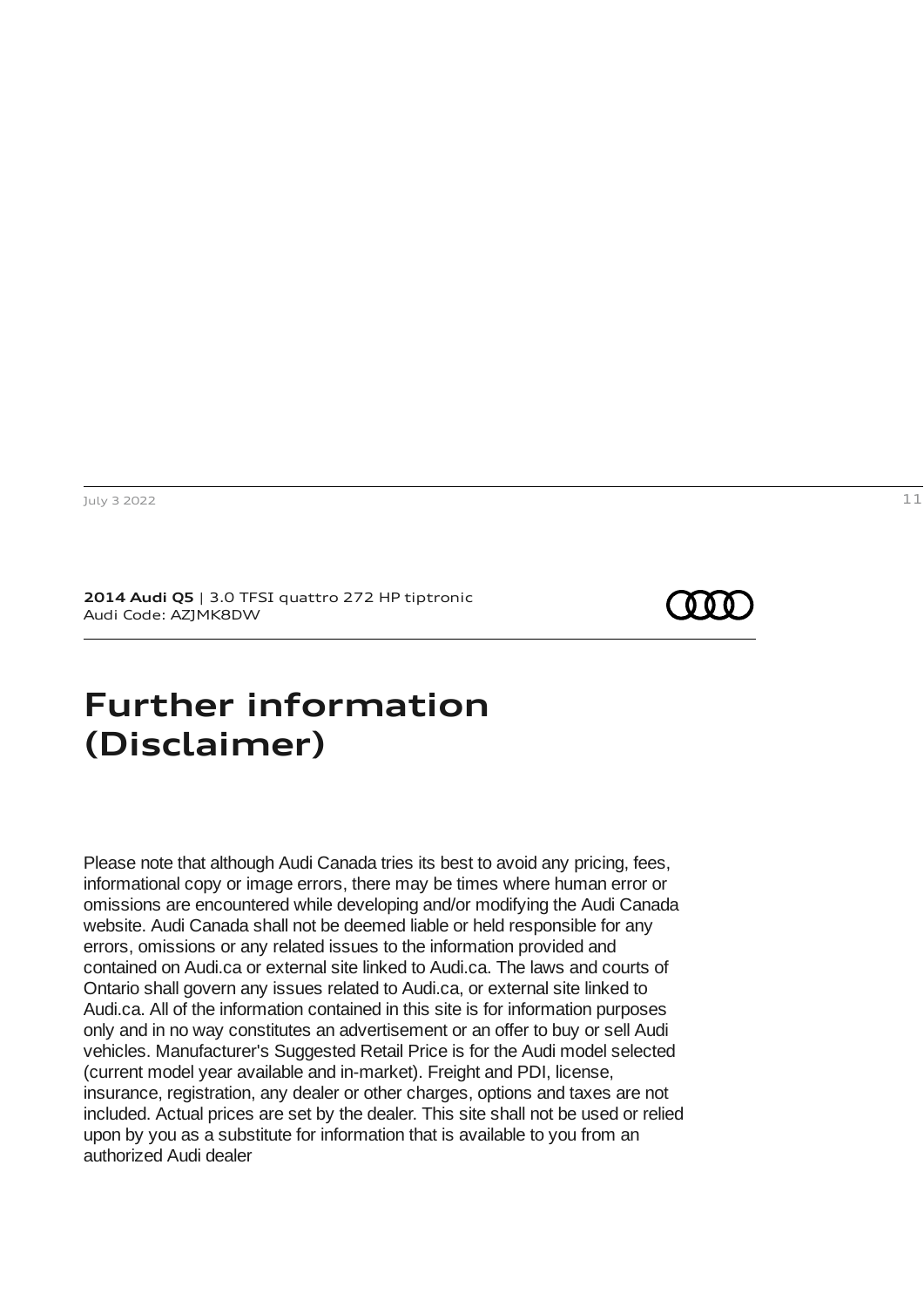**2014 Audi Q5** | 3.0 TFSI quattro 272 HP tiptronic
Audi Code: AZJMK8DW

# Further information (Disclaimer)

Please note that although Audi Canada tries its best to avoid any pricing, fees, informational copy or image errors, there may be times where human error or omissions are encountered while developing and/or modifying the Audi Canada website. Audi Canada shall not be deemed liable or held responsible for any errors, omissions or any related issues to the information provided and contained on Audi.ca or external site linked to Audi.ca. The laws and courts of Ontario shall govern any issues related to Audi.ca, or external site linked to Audi.ca. All of the information contained in this site is for information purposes only and in no way constitutes an advertisement or an offer to buy or sell Audi vehicles. Manufacturer's Suggested Retail Price is for the Audi model selected (current model year available and in-market). Freight and PDI, license, insurance, registration, any dealer or other charges, options and taxes are not included. Actual prices are set by the dealer. This site shall not be used or relied upon by you as a substitute for information that is available to you from an authorized Audi dealer